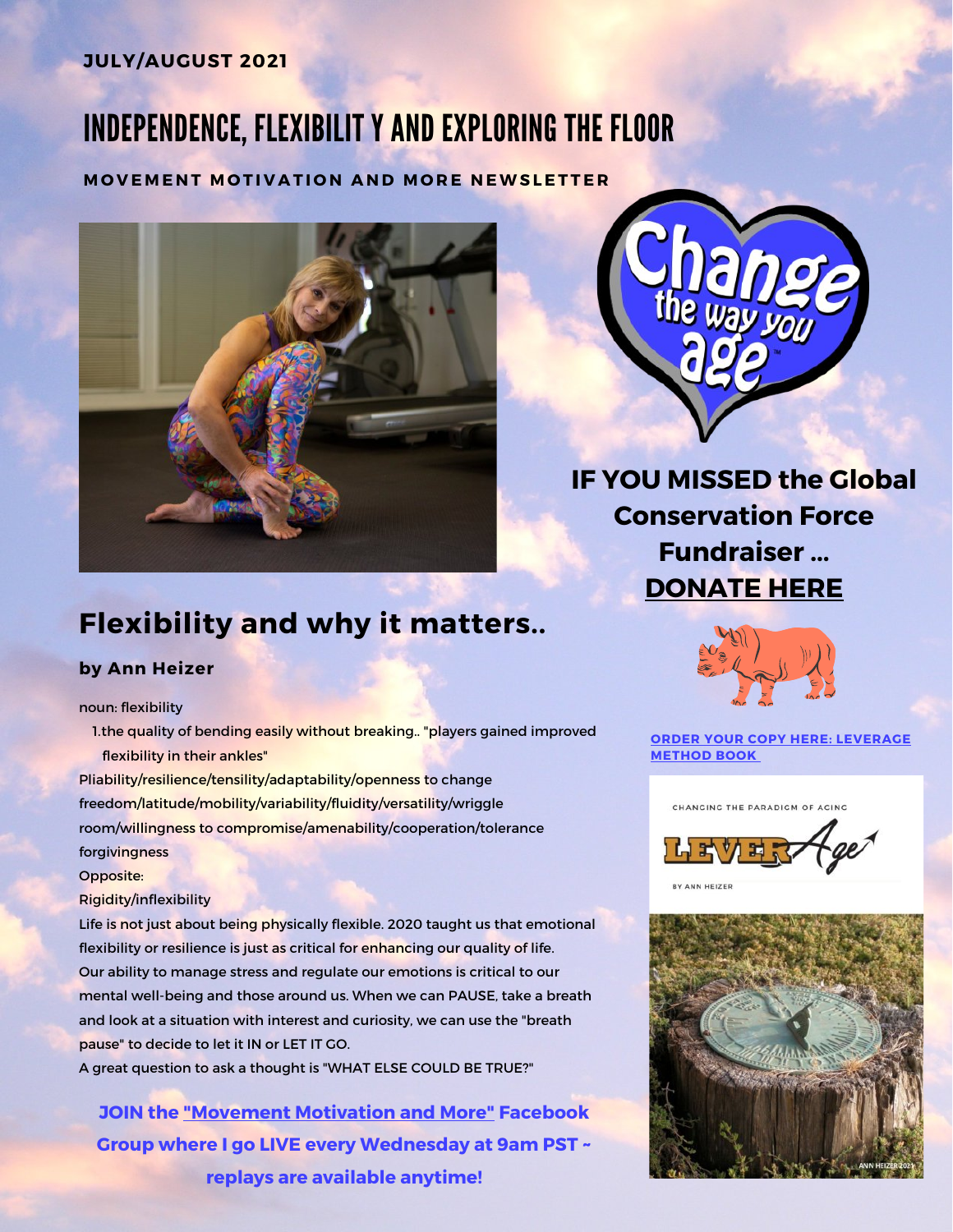JULY/AUGUST 2021

# INDEPENDENCE, FLEXIBILIT Y AND EXPLORING THE FLOOR

**MOVEMENT MOTIVATION AND MORE NEWSLETTER**

## Flexibility and why it matters..

**by Ann Heizer**

noun: flexibility

1. the quality of bending easily without breaking.. "players gained improved flexibility in their ankles"

Pliability/resilience/tensility/adaptability/openness to change freedom/latitude/mobility/variability/fluidity/versatility/wriggle room/willingness to compromise/amenability/cooperation/tolerance forgivingness

Opposite:

Rigidity/inflexibility

Life is not just about being physically flexible. 2020 taught us that emotional flexibility or resilience is just as critical for enhancing our quality of life. Our ability to manage stress and regulate our emotions is critical to our mental well-being and those around us. When we can PAUSE, take a breath and look at a situation with interest and curiosity, we can use the "breath pause" to decide to let it IN or LET IT GO.

A great question to ask a thought is "WHAT ELSE COULD BE TRUE?"

**JOIN the "Movement Motivation and More" Facebook Group where I go LIVE every Wednesday at 9am PST ~ replays are available anytime!**

**IF YOU MISSED the Global Conservation Force Fundraiser ... DONATE HERE**

**ORDER YOUR COPY HERE: LEVERAGE METHOD BOOK**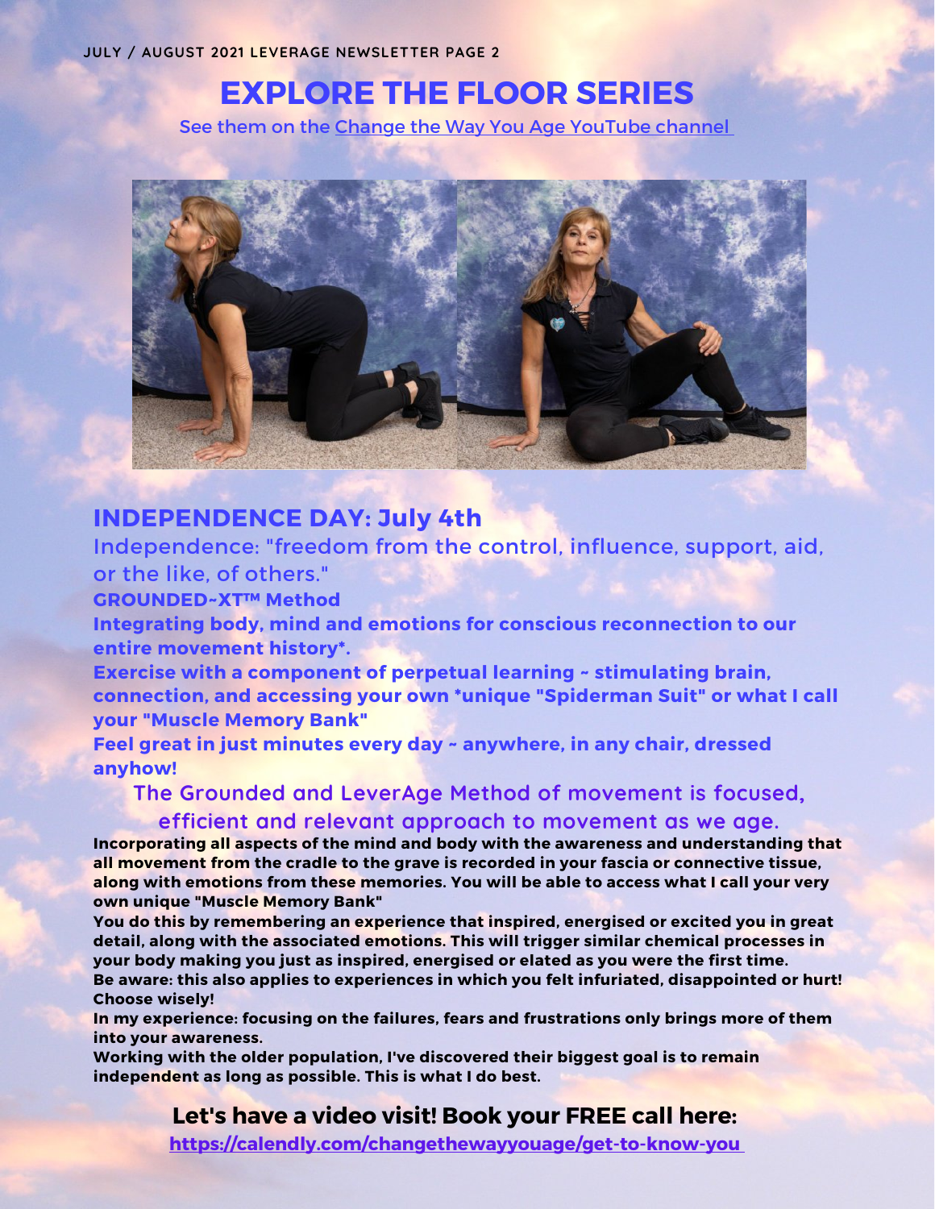# EXPLORE THE FLOOR SERIES

See them on the Change the Way You Age YouTube channel

## INDEPENDENCE DAY: July 4th

Independence: "freedom from the control, influence, support, aid, or the like, of others."

**GROUNDED~XT™ Method**

**Integrating body, mind and emotions for conscious reconnection to our entire movement history*.**

**Exercise with a component of perpetual learning ~ stimulating brain, connection, and accessing your own *unique "Spiderman Suit" or what I call your "Muscle Memory Bank"**

**Feel great in just minutes every day ~ anywhere, in any chair, dressed anyhow!**

The Grounded and LeverAge Method of movement is focused, efficient and relevant approach to movement as we age.

**Incorporating all aspects of the mind and body with the awareness and understanding that all movement from the cradle to the grave is recorded in your fascia or connective tissue, along with emotions from these memories. You will be able to access what I call your very own unique "Muscle Memory Bank"**

**You do this by remembering an experience that inspired, energised or excited you in great detail, along with the associated emotions. This will trigger similar chemical processes in your body making you just as inspired, energised or elated as you were the first time.**

**Be aware: this also applies to experiences in which you felt infuriated, disappointed or hurt! Choose wisely!**

**In my experience: focusing on the failures, fears and frustrations only brings more of them into your awareness.**

**Working with the older population, I've discovered their biggest goal is to remain independent as long as possible. This is what I do best.**

**Let's have a video visit! Book your FREE call here:**

**https://calendly.com/changethewayyouage/get-to-know-you**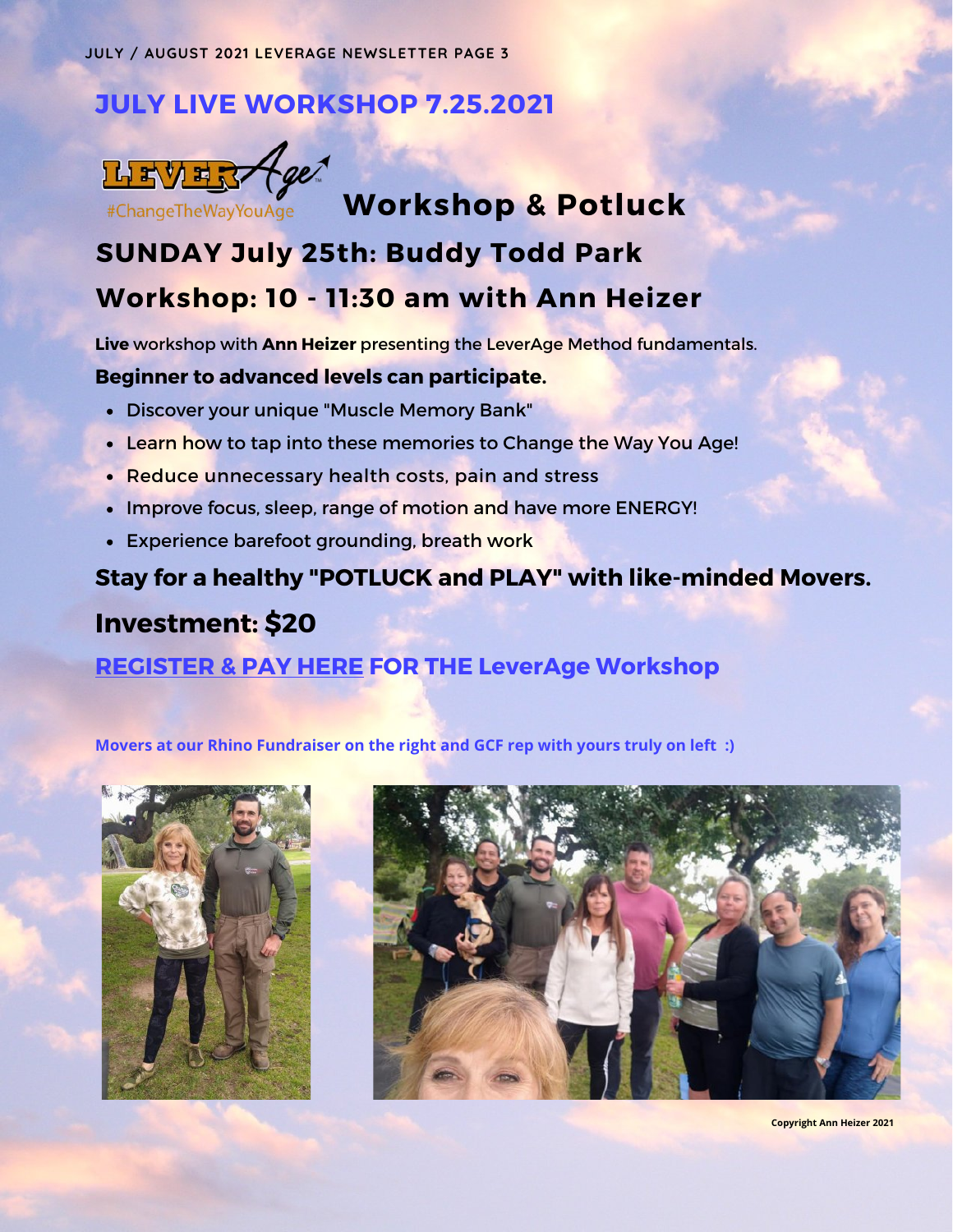## JULY LIVE WORKSHOP 7.25.2021

LEVERAge™ #ChangeTheWayYouAge **Workshop & Potluck**

### SUNDAY July 25th: Buddy Todd Park

### Workshop: 10 - 11:30 am with Ann Heizer

**Live** workshop with **Ann Heizer** presenting the LeverAge Method fundamentals.

**Beginner to advanced levels can participate.**

- Discover your unique "Muscle Memory Bank"
- Learn how to tap into these memories to Change the Way You Age!
- Reduce unnecessary health costs, pain and stress
- Improve focus, sleep, range of motion and have more ENERGY!
- Experience barefoot grounding, breath work

**Stay for a healthy "POTLUCK and PLAY" with like-minded Movers.**

### Investment: $20

**REGISTER & PAY HERE FOR THE LeverAge Workshop**

**Movers at our Rhino Fundraiser on the right and GCF rep with yours truly on left :)**

Copyright Ann Heizer 2021